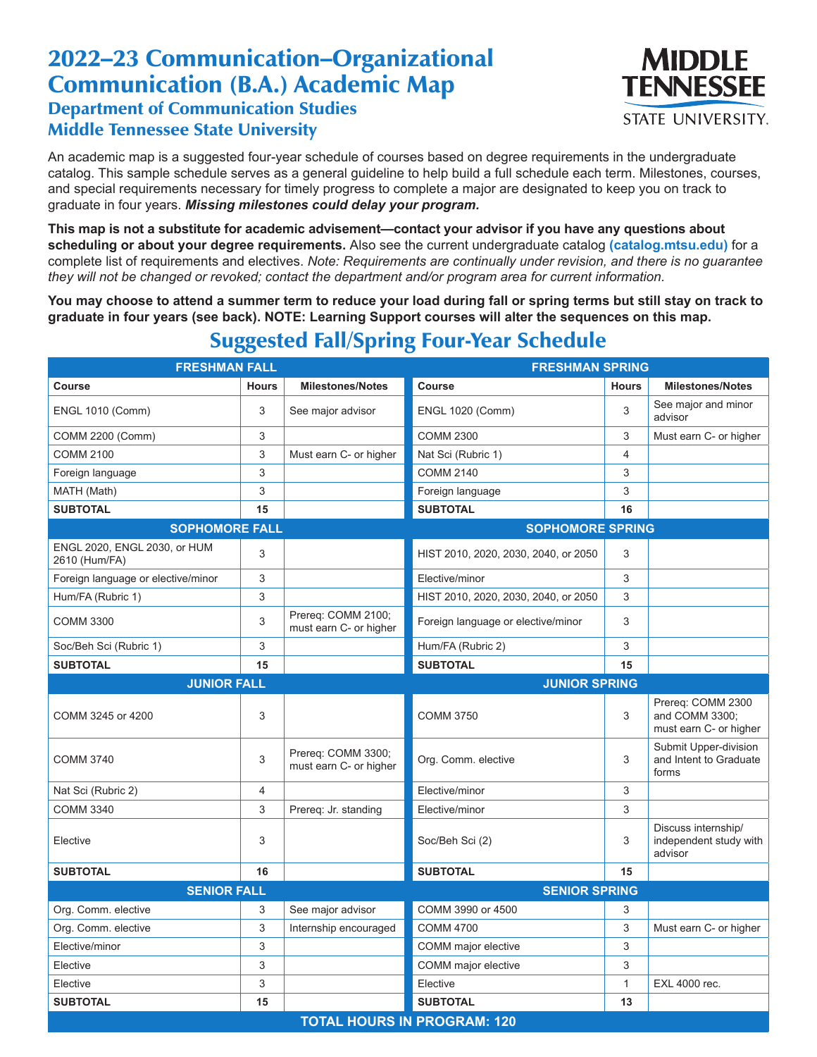# 2022–23 Communication–Organizational Communication (B.A.) Academic Map

## Department of Communication Studies
## Middle Tennessee State University

An academic map is a suggested four-year schedule of courses based on degree requirements in the undergraduate catalog. This sample schedule serves as a general guideline to help build a full schedule each term. Milestones, courses, and special requirements necessary for timely progress to complete a major are designated to keep you on track to graduate in four years. ***Missing milestones could delay your program.***

**This map is not a substitute for academic advisement—contact your advisor if you have any questions about scheduling or about your degree requirements.** Also see the current undergraduate catalog **(catalog.mtsu.edu)** for a complete list of requirements and electives. *Note: Requirements are continually under revision, and there is no guarantee they will not be changed or revoked; contact the department and/or program area for current information.*

**You may choose to attend a summer term to reduce your load during fall or spring terms but still stay on track to graduate in four years (see back). NOTE: Learning Support courses will alter the sequences on this map.**

## Suggested Fall/Spring Four-Year Schedule

| FRESHMAN FALL | | | FRESHMAN SPRING | | |
|---|---|---|---|---|---|
| **Course** | **Hours** | **Milestones/Notes** | **Course** | **Hours** | **Milestones/Notes** |
| ENGL 1010 (Comm) | 3 | See major advisor | ENGL 1020 (Comm) | 3 | See major and minor advisor |
| COMM 2200 (Comm) | 3 | | COMM 2300 | 3 | Must earn C- or higher |
| COMM 2100 | 3 | Must earn C- or higher | Nat Sci (Rubric 1) | 4 | |
| Foreign language | 3 | | COMM 2140 | 3 | |
| MATH (Math) | 3 | | Foreign language | 3 | |
| **SUBTOTAL** | **15** | | **SUBTOTAL** | **16** | |
| **SOPHOMORE FALL** | | | **SOPHOMORE SPRING** | | |
| ENGL 2020, ENGL 2030, or HUM 2610 (Hum/FA) | 3 | | HIST 2010, 2020, 2030, 2040, or 2050 | 3 | |
| Foreign language or elective/minor | 3 | | Elective/minor | 3 | |
| Hum/FA (Rubric 1) | 3 | | HIST 2010, 2020, 2030, 2040, or 2050 | 3 | |
| COMM 3300 | 3 | Prereq: COMM 2100; must earn C- or higher | Foreign language or elective/minor | 3 | |
| Soc/Beh Sci (Rubric 1) | 3 | | Hum/FA (Rubric 2) | 3 | |
| **SUBTOTAL** | **15** | | **SUBTOTAL** | **15** | |
| **JUNIOR FALL** | | | **JUNIOR SPRING** | | |
| COMM 3245 or 4200 | 3 | | COMM 3750 | 3 | Prereq: COMM 2300 and COMM 3300; must earn C- or higher |
| COMM 3740 | 3 | Prereq: COMM 3300; must earn C- or higher | Org. Comm. elective | 3 | Submit Upper-division and Intent to Graduate forms |
| Nat Sci (Rubric 2) | 4 | | Elective/minor | 3 | |
| COMM 3340 | 3 | Prereq: Jr. standing | Elective/minor | 3 | |
| Elective | 3 | | Soc/Beh Sci (2) | 3 | Discuss internship/ independent study with advisor |
| **SUBTOTAL** | **16** | | **SUBTOTAL** | **15** | |
| **SENIOR FALL** | | | **SENIOR SPRING** | | |
| Org. Comm. elective | 3 | See major advisor | COMM 3990 or 4500 | 3 | |
| Org. Comm. elective | 3 | Internship encouraged | COMM 4700 | 3 | Must earn C- or higher |
| Elective/minor | 3 | | COMM major elective | 3 | |
| Elective | 3 | | COMM major elective | 3 | |
| Elective | 3 | | Elective | 1 | EXL 4000 rec. |
| **SUBTOTAL** | **15** | | **SUBTOTAL** | **13** | |
| **TOTAL HOURS IN PROGRAM: 120** | | | | | |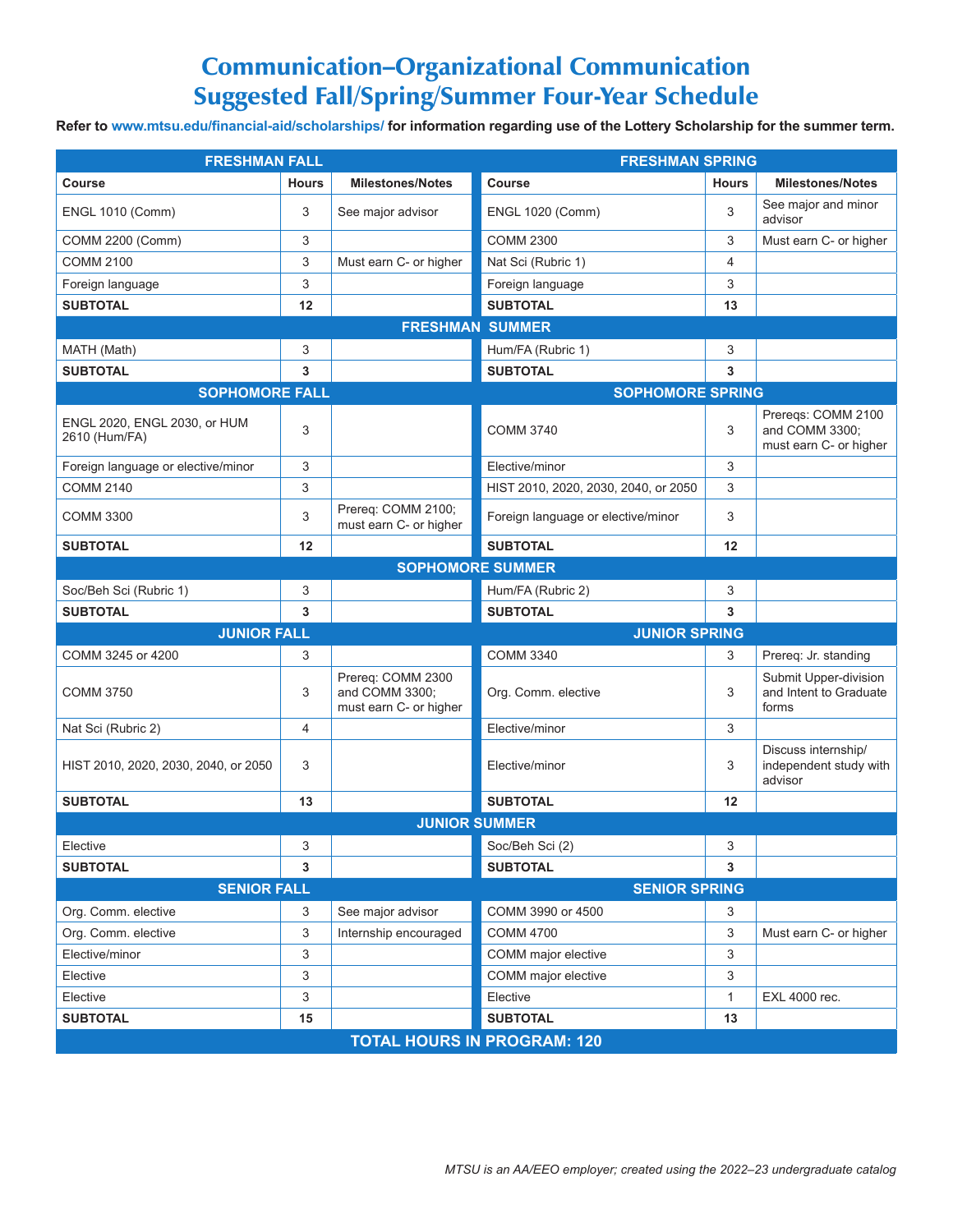# Communication–Organizational Communication Suggested Fall/Spring/Summer Four-Year Schedule

**Refer to www.mtsu.edu/financial-aid/scholarships/ for information regarding use of the Lottery Scholarship for the summer term.**

| FRESHMAN FALL | | | FRESHMAN SPRING | | |
|---|---|---|---|---|---|
| **Course** | **Hours** | **Milestones/Notes** | **Course** | **Hours** | **Milestones/Notes** |
| ENGL 1010 (Comm) | 3 | See major advisor | ENGL 1020 (Comm) | 3 | See major and minor advisor |
| COMM 2200 (Comm) | 3 | | COMM 2300 | 3 | Must earn C- or higher |
| COMM 2100 | 3 | Must earn C- or higher | Nat Sci (Rubric 1) | 4 | |
| Foreign language | 3 | | Foreign language | 3 | |
| **SUBTOTAL** | **12** | | **SUBTOTAL** | **13** | |
| **FRESHMAN SUMMER** | | | | | |
| MATH (Math) | 3 | | Hum/FA (Rubric 1) | 3 | |
| **SUBTOTAL** | **3** | | **SUBTOTAL** | **3** | |
| **SOPHOMORE FALL** | | | **SOPHOMORE SPRING** | | |
| ENGL 2020, ENGL 2030, or HUM 2610 (Hum/FA) | 3 | | COMM 3740 | 3 | Prereqs: COMM 2100 and COMM 3300; must earn C- or higher |
| Foreign language or elective/minor | 3 | | Elective/minor | 3 | |
| COMM 2140 | 3 | | HIST 2010, 2020, 2030, 2040, or 2050 | 3 | |
| COMM 3300 | 3 | Prereq: COMM 2100; must earn C- or higher | Foreign language or elective/minor | 3 | |
| **SUBTOTAL** | **12** | | **SUBTOTAL** | **12** | |
| **SOPHOMORE SUMMER** | | | | | |
| Soc/Beh Sci (Rubric 1) | 3 | | Hum/FA (Rubric 2) | 3 | |
| **SUBTOTAL** | **3** | | **SUBTOTAL** | **3** | |
| **JUNIOR FALL** | | | **JUNIOR SPRING** | | |
| COMM 3245 or 4200 | 3 | | COMM 3340 | 3 | Prereq: Jr. standing |
| COMM 3750 | 3 | Prereq: COMM 2300 and COMM 3300; must earn C- or higher | Org. Comm. elective | 3 | Submit Upper-division and Intent to Graduate forms |
| Nat Sci (Rubric 2) | 4 | | Elective/minor | 3 | |
| HIST 2010, 2020, 2030, 2040, or 2050 | 3 | | Elective/minor | 3 | Discuss internship/ independent study with advisor |
| **SUBTOTAL** | **13** | | **SUBTOTAL** | **12** | |
| **JUNIOR SUMMER** | | | | | |
| Elective | 3 | | Soc/Beh Sci (2) | 3 | |
| **SUBTOTAL** | **3** | | **SUBTOTAL** | **3** | |
| **SENIOR FALL** | | | **SENIOR SPRING** | | |
| Org. Comm. elective | 3 | See major advisor | COMM 3990 or 4500 | 3 | |
| Org. Comm. elective | 3 | Internship encouraged | COMM 4700 | 3 | Must earn C- or higher |
| Elective/minor | 3 | | COMM major elective | 3 | |
| Elective | 3 | | COMM major elective | 3 | |
| Elective | 3 | | Elective | 1 | EXL 4000 rec. |
| **SUBTOTAL** | **15** | | **SUBTOTAL** | **13** | |
| **TOTAL HOURS IN PROGRAM: 120** | | | | | |

*MTSU is an AA/EEO employer; created using the 2022–23 undergraduate catalog*